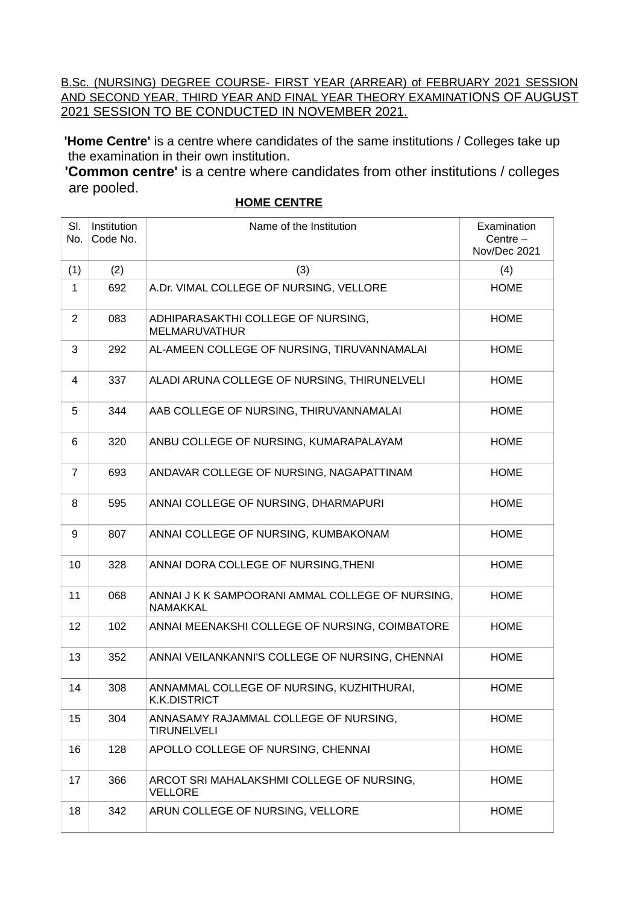B.Sc. (NURSING) DEGREE COURSE- FIRST YEAR (ARREAR) of FEBRUARY 2021 SESSION AND SECOND YEAR, THIRD YEAR AND FINAL YEAR THEORY EXAMINATIONS OF AUGUST 2021 SESSION TO BE CONDUCTED IN NOVEMBER 2021.

**'Home Centre'** is a centre where candidates of the same institutions / Colleges take up the examination in their own institution.

**'Common centre'** is a centre where candidates from other institutions / colleges are pooled.

**HOME CENTRE**

| Sl. No. | Institution Code No. | Name of the Institution | Examination Centre – Nov/Dec 2021 |
|---|---|---|---|
| (1) | (2) | (3) | (4) |
| 1 | 692 | A.Dr. VIMAL COLLEGE OF NURSING, VELLORE | HOME |
| 2 | 083 | ADHIPARASAKTHI COLLEGE OF NURSING, MELMARUVATHUR | HOME |
| 3 | 292 | AL-AMEEN COLLEGE OF NURSING, TIRUVANNAMALAI | HOME |
| 4 | 337 | ALADI ARUNA COLLEGE OF NURSING, THIRUNELVELI | HOME |
| 5 | 344 | AAB COLLEGE OF NURSING, THIRUVANNAMALAI | HOME |
| 6 | 320 | ANBU COLLEGE OF NURSING, KUMARAPALAYAM | HOME |
| 7 | 693 | ANDAVAR COLLEGE OF NURSING, NAGAPATTINAM | HOME |
| 8 | 595 | ANNAI COLLEGE OF NURSING, DHARMAPURI | HOME |
| 9 | 807 | ANNAI COLLEGE OF NURSING, KUMBAKONAM | HOME |
| 10 | 328 | ANNAI DORA COLLEGE OF NURSING,THENI | HOME |
| 11 | 068 | ANNAI J K K SAMPOORANI AMMAL COLLEGE OF NURSING, NAMAKKAL | HOME |
| 12 | 102 | ANNAI MEENAKSHI COLLEGE OF NURSING, COIMBATORE | HOME |
| 13 | 352 | ANNAI VEILANKANNI'S COLLEGE OF NURSING, CHENNAI | HOME |
| 14 | 308 | ANNAMMAL COLLEGE OF NURSING, KUZHITHURAI, K.K.DISTRICT | HOME |
| 15 | 304 | ANNASAMY RAJAMMAL COLLEGE OF NURSING, TIRUNELVELI | HOME |
| 16 | 128 | APOLLO COLLEGE OF NURSING, CHENNAI | HOME |
| 17 | 366 | ARCOT SRI MAHALAKSHMI COLLEGE OF NURSING, VELLORE | HOME |
| 18 | 342 | ARUN COLLEGE OF NURSING, VELLORE | HOME |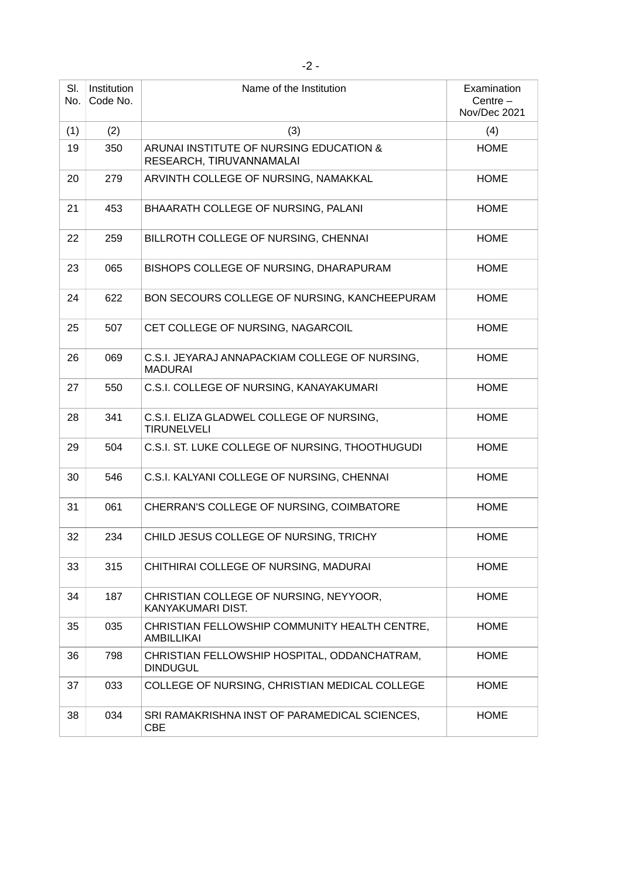| Sl. No. | Institution Code No. | Name of the Institution | Examination Centre – Nov/Dec 2021 |
|---|---|---|---|
| (1) | (2) | (3) | (4) |
| 19 | 350 | ARUNAI INSTITUTE OF NURSING EDUCATION & RESEARCH, TIRUVANNAMALAI | HOME |
| 20 | 279 | ARVINTH COLLEGE OF NURSING, NAMAKKAL | HOME |
| 21 | 453 | BHAARATH COLLEGE OF NURSING, PALANI | HOME |
| 22 | 259 | BILLROTH COLLEGE OF NURSING, CHENNAI | HOME |
| 23 | 065 | BISHOPS COLLEGE OF NURSING, DHARAPURAM | HOME |
| 24 | 622 | BON SECOURS COLLEGE OF NURSING, KANCHEEPURAM | HOME |
| 25 | 507 | CET COLLEGE OF NURSING, NAGARCOIL | HOME |
| 26 | 069 | C.S.I. JEYARAJ ANNAPACKIAM COLLEGE OF NURSING, MADURAI | HOME |
| 27 | 550 | C.S.I. COLLEGE OF NURSING, KANAYAKUMARI | HOME |
| 28 | 341 | C.S.I. ELIZA GLADWEL COLLEGE OF NURSING, TIRUNELVELI | HOME |
| 29 | 504 | C.S.I. ST. LUKE COLLEGE OF NURSING, THOOTHUGUDI | HOME |
| 30 | 546 | C.S.I. KALYANI COLLEGE OF NURSING, CHENNAI | HOME |
| 31 | 061 | CHERRAN'S COLLEGE OF NURSING, COIMBATORE | HOME |
| 32 | 234 | CHILD JESUS COLLEGE OF NURSING, TRICHY | HOME |
| 33 | 315 | CHITHIRAI COLLEGE OF NURSING, MADURAI | HOME |
| 34 | 187 | CHRISTIAN COLLEGE OF NURSING, NEYYOOR, KANYAKUMARI DIST. | HOME |
| 35 | 035 | CHRISTIAN FELLOWSHIP COMMUNITY HEALTH CENTRE, AMBILLIKAI | HOME |
| 36 | 798 | CHRISTIAN FELLOWSHIP HOSPITAL, ODDANCHATRAM, DINDUGUL | HOME |
| 37 | 033 | COLLEGE OF NURSING, CHRISTIAN MEDICAL COLLEGE | HOME |
| 38 | 034 | SRI RAMAKRISHNA INST OF PARAMEDICAL SCIENCES, CBE | HOME |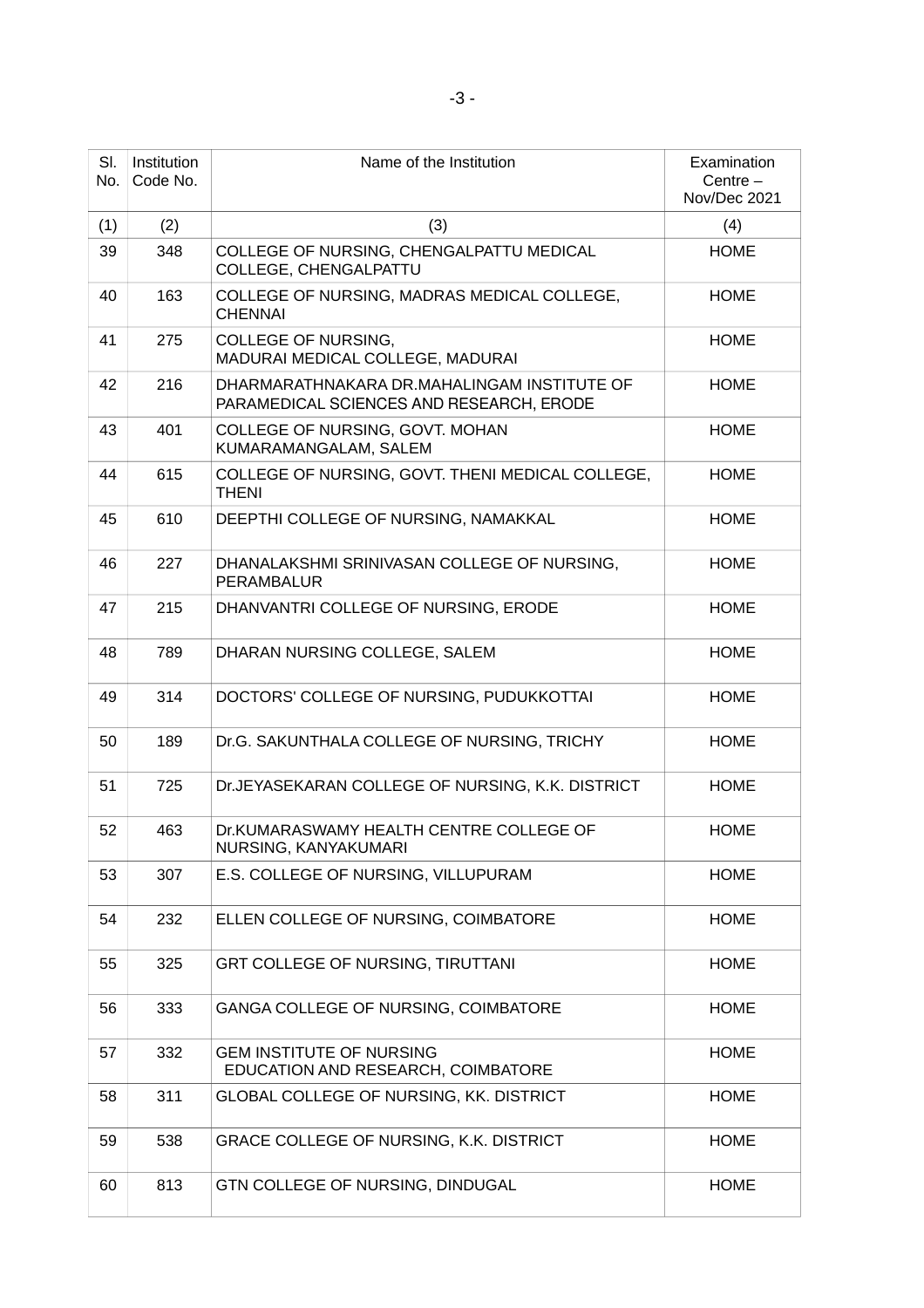| Sl. No. | Institution Code No. | Name of the Institution | Examination Centre – Nov/Dec 2021 |
|---|---|---|---|
| (1) | (2) | (3) | (4) |
| 39 | 348 | COLLEGE OF NURSING, CHENGALPATTU MEDICAL COLLEGE, CHENGALPATTU | HOME |
| 40 | 163 | COLLEGE OF NURSING, MADRAS MEDICAL COLLEGE, CHENNAI | HOME |
| 41 | 275 | COLLEGE OF NURSING, MADURAI MEDICAL COLLEGE, MADURAI | HOME |
| 42 | 216 | DHARMARATHNAKARA DR.MAHALINGAM INSTITUTE OF PARAMEDICAL SCIENCES AND RESEARCH, ERODE | HOME |
| 43 | 401 | COLLEGE OF NURSING, GOVT. MOHAN KUMARAMANGALAM, SALEM | HOME |
| 44 | 615 | COLLEGE OF NURSING, GOVT. THENI MEDICAL COLLEGE, THENI | HOME |
| 45 | 610 | DEEPTHI COLLEGE OF NURSING, NAMAKKAL | HOME |
| 46 | 227 | DHANALAKSHMI SRINIVASAN COLLEGE OF NURSING, PERAMBALUR | HOME |
| 47 | 215 | DHANVANTRI COLLEGE OF NURSING, ERODE | HOME |
| 48 | 789 | DHARAN NURSING COLLEGE, SALEM | HOME |
| 49 | 314 | DOCTORS' COLLEGE OF NURSING, PUDUKKOTTAI | HOME |
| 50 | 189 | Dr.G. SAKUNTHALA COLLEGE OF NURSING, TRICHY | HOME |
| 51 | 725 | Dr.JEYASEKARAN COLLEGE OF NURSING, K.K. DISTRICT | HOME |
| 52 | 463 | Dr.KUMARASWAMY HEALTH CENTRE COLLEGE OF NURSING, KANYAKUMARI | HOME |
| 53 | 307 | E.S. COLLEGE OF NURSING, VILLUPURAM | HOME |
| 54 | 232 | ELLEN COLLEGE OF NURSING, COIMBATORE | HOME |
| 55 | 325 | GRT COLLEGE OF NURSING, TIRUTTANI | HOME |
| 56 | 333 | GANGA COLLEGE OF NURSING, COIMBATORE | HOME |
| 57 | 332 | GEM INSTITUTE OF NURSING EDUCATION AND RESEARCH, COIMBATORE | HOME |
| 58 | 311 | GLOBAL COLLEGE OF NURSING, KK. DISTRICT | HOME |
| 59 | 538 | GRACE COLLEGE OF NURSING, K.K. DISTRICT | HOME |
| 60 | 813 | GTN COLLEGE OF NURSING, DINDUGAL | HOME |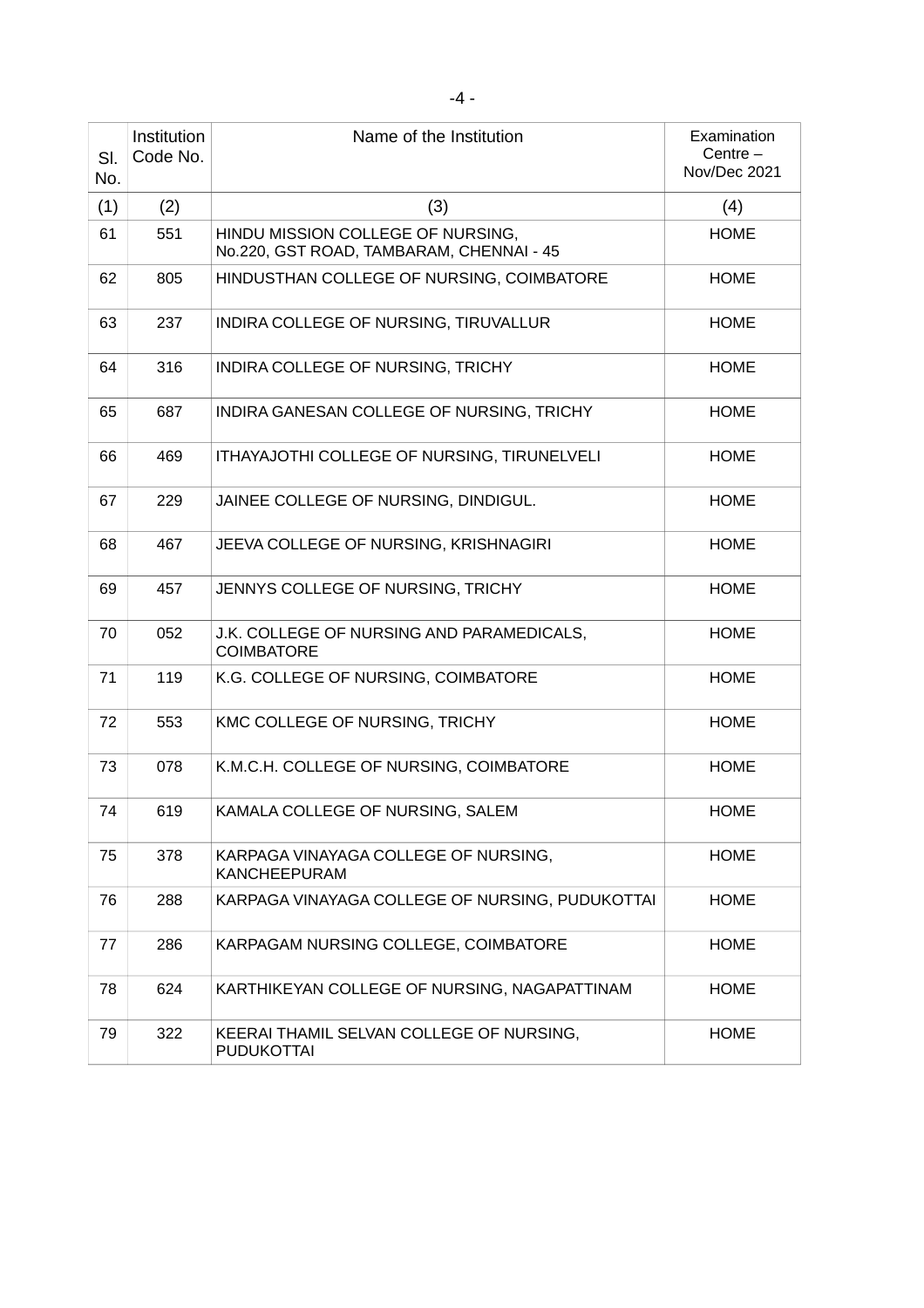| Sl. No. | Institution Code No. | Name of the Institution | Examination Centre – Nov/Dec 2021 |
|---|---|---|---|
| (1) | (2) | (3) | (4) |
| 61 | 551 | HINDU MISSION COLLEGE OF NURSING, No.220, GST ROAD, TAMBARAM, CHENNAI - 45 | HOME |
| 62 | 805 | HINDUSTHAN COLLEGE OF NURSING, COIMBATORE | HOME |
| 63 | 237 | INDIRA COLLEGE OF NURSING, TIRUVALLUR | HOME |
| 64 | 316 | INDIRA COLLEGE OF NURSING, TRICHY | HOME |
| 65 | 687 | INDIRA GANESAN COLLEGE OF NURSING, TRICHY | HOME |
| 66 | 469 | ITHAYAJOTHI COLLEGE OF NURSING, TIRUNELVELI | HOME |
| 67 | 229 | JAINEE COLLEGE OF NURSING, DINDIGUL. | HOME |
| 68 | 467 | JEEVA COLLEGE OF NURSING, KRISHNAGIRI | HOME |
| 69 | 457 | JENNYS COLLEGE OF NURSING, TRICHY | HOME |
| 70 | 052 | J.K. COLLEGE OF NURSING AND PARAMEDICALS, COIMBATORE | HOME |
| 71 | 119 | K.G. COLLEGE OF NURSING, COIMBATORE | HOME |
| 72 | 553 | KMC COLLEGE OF NURSING, TRICHY | HOME |
| 73 | 078 | K.M.C.H. COLLEGE OF NURSING, COIMBATORE | HOME |
| 74 | 619 | KAMALA COLLEGE OF NURSING, SALEM | HOME |
| 75 | 378 | KARPAGA VINAYAGA COLLEGE OF NURSING, KANCHEEPURAM | HOME |
| 76 | 288 | KARPAGA VINAYAGA COLLEGE OF NURSING, PUDUKOTTAI | HOME |
| 77 | 286 | KARPAGAM NURSING COLLEGE, COIMBATORE | HOME |
| 78 | 624 | KARTHIKEYAN COLLEGE OF NURSING, NAGAPATTINAM | HOME |
| 79 | 322 | KEERAI THAMIL SELVAN COLLEGE OF NURSING, PUDUKOTTAI | HOME |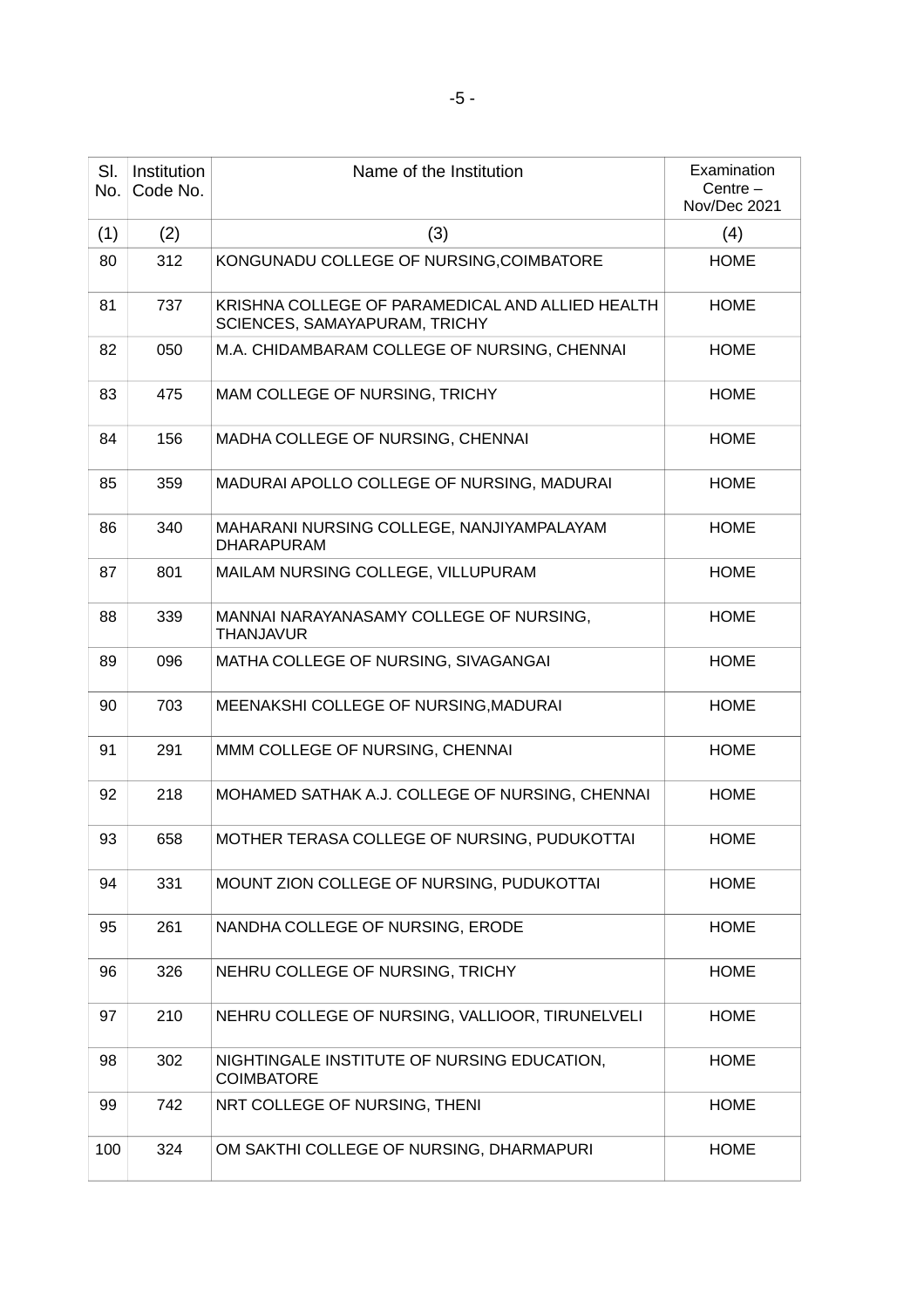| Sl. No. | Institution Code No. | Name of the Institution | Examination Centre – Nov/Dec 2021 |
|---|---|---|---|
| (1) | (2) | (3) | (4) |
| 80 | 312 | KONGUNADU COLLEGE OF NURSING,COIMBATORE | HOME |
| 81 | 737 | KRISHNA COLLEGE OF PARAMEDICAL AND ALLIED HEALTH SCIENCES, SAMAYAPURAM, TRICHY | HOME |
| 82 | 050 | M.A. CHIDAMBARAM COLLEGE OF NURSING, CHENNAI | HOME |
| 83 | 475 | MAM COLLEGE OF NURSING, TRICHY | HOME |
| 84 | 156 | MADHA COLLEGE OF NURSING, CHENNAI | HOME |
| 85 | 359 | MADURAI APOLLO COLLEGE OF NURSING, MADURAI | HOME |
| 86 | 340 | MAHARANI NURSING COLLEGE, NANJIYAMPALAYAM DHARAPURAM | HOME |
| 87 | 801 | MAILAM NURSING COLLEGE, VILLUPURAM | HOME |
| 88 | 339 | MANNAI NARAYANASAMY COLLEGE OF NURSING, THANJAVUR | HOME |
| 89 | 096 | MATHA COLLEGE OF NURSING, SIVAGANGAI | HOME |
| 90 | 703 | MEENAKSHI COLLEGE OF NURSING,MADURAI | HOME |
| 91 | 291 | MMM COLLEGE OF NURSING, CHENNAI | HOME |
| 92 | 218 | MOHAMED SATHAK A.J. COLLEGE OF NURSING, CHENNAI | HOME |
| 93 | 658 | MOTHER TERASA COLLEGE OF NURSING, PUDUKOTTAI | HOME |
| 94 | 331 | MOUNT ZION COLLEGE OF NURSING, PUDUKOTTAI | HOME |
| 95 | 261 | NANDHA COLLEGE OF NURSING, ERODE | HOME |
| 96 | 326 | NEHRU COLLEGE OF NURSING, TRICHY | HOME |
| 97 | 210 | NEHRU COLLEGE OF NURSING, VALLIOOR, TIRUNELVELI | HOME |
| 98 | 302 | NIGHTINGALE INSTITUTE OF NURSING EDUCATION, COIMBATORE | HOME |
| 99 | 742 | NRT COLLEGE OF NURSING, THENI | HOME |
| 100 | 324 | OM SAKTHI COLLEGE OF NURSING, DHARMAPURI | HOME |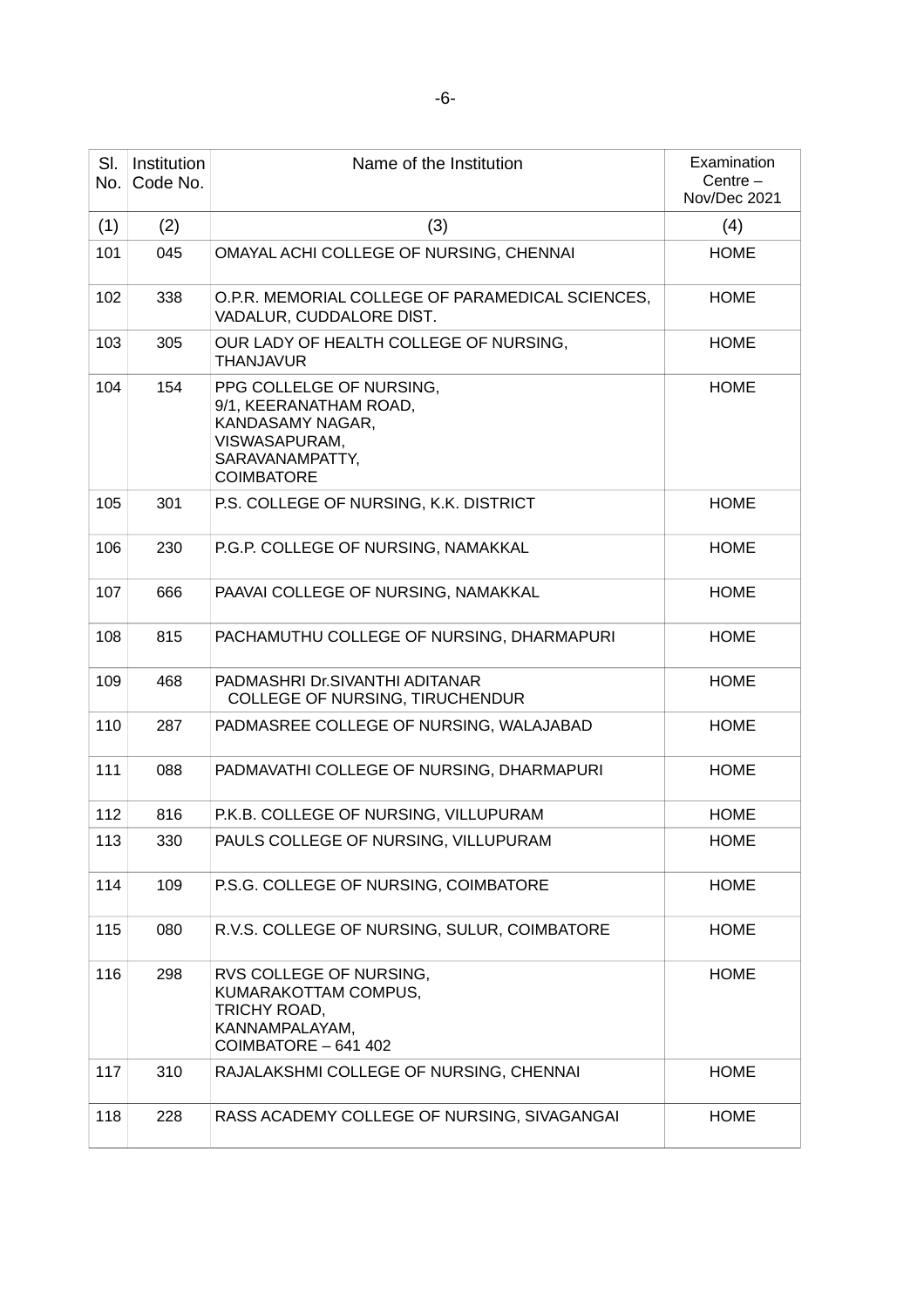| Sl. No. | Institution Code No. | Name of the Institution | Examination Centre – Nov/Dec 2021 |
|---|---|---|---|
| (1) | (2) | (3) | (4) |
| 101 | 045 | OMAYAL ACHI COLLEGE OF NURSING, CHENNAI | HOME |
| 102 | 338 | O.P.R. MEMORIAL COLLEGE OF PARAMEDICAL SCIENCES, VADALUR, CUDDALORE DIST. | HOME |
| 103 | 305 | OUR LADY OF HEALTH COLLEGE OF NURSING, THANJAVUR | HOME |
| 104 | 154 | PPG COLLELGE OF NURSING, 9/1, KEERANATHAM ROAD, KANDASAMY NAGAR, VISWASAPURAM, SARAVANAMPATTY, COIMBATORE | HOME |
| 105 | 301 | P.S. COLLEGE OF NURSING, K.K. DISTRICT | HOME |
| 106 | 230 | P.G.P. COLLEGE OF NURSING, NAMAKKAL | HOME |
| 107 | 666 | PAAVAI COLLEGE OF NURSING, NAMAKKAL | HOME |
| 108 | 815 | PACHAMUTHU COLLEGE OF NURSING, DHARMAPURI | HOME |
| 109 | 468 | PADMASHRI Dr.SIVANTHI ADITANAR COLLEGE OF NURSING, TIRUCHENDUR | HOME |
| 110 | 287 | PADMASREE COLLEGE OF NURSING, WALAJABAD | HOME |
| 111 | 088 | PADMAVATHI COLLEGE OF NURSING, DHARMAPURI | HOME |
| 112 | 816 | P.K.B. COLLEGE OF NURSING, VILLUPURAM | HOME |
| 113 | 330 | PAULS COLLEGE OF NURSING, VILLUPURAM | HOME |
| 114 | 109 | P.S.G. COLLEGE OF NURSING, COIMBATORE | HOME |
| 115 | 080 | R.V.S. COLLEGE OF NURSING, SULUR, COIMBATORE | HOME |
| 116 | 298 | RVS COLLEGE OF NURSING, KUMARAKOTTAM COMPUS, TRICHY ROAD, KANNAMPALAYAM, COIMBATORE – 641 402 | HOME |
| 117 | 310 | RAJALAKSHMI COLLEGE OF NURSING, CHENNAI | HOME |
| 118 | 228 | RASS ACADEMY COLLEGE OF NURSING, SIVAGANGAI | HOME |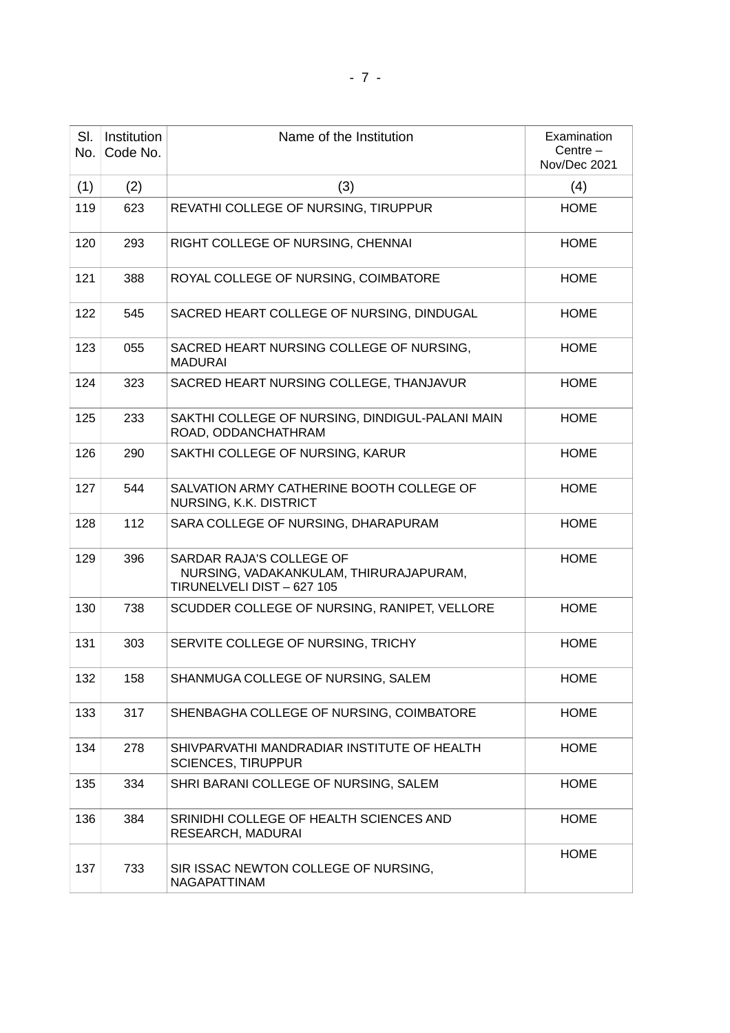| Sl. No. | Institution Code No. | Name of the Institution | Examination Centre – Nov/Dec 2021 |
|---|---|---|---|
| (1) | (2) | (3) | (4) |
| 119 | 623 | REVATHI COLLEGE OF NURSING, TIRUPPUR | HOME |
| 120 | 293 | RIGHT COLLEGE OF NURSING, CHENNAI | HOME |
| 121 | 388 | ROYAL COLLEGE OF NURSING, COIMBATORE | HOME |
| 122 | 545 | SACRED HEART COLLEGE OF NURSING, DINDUGAL | HOME |
| 123 | 055 | SACRED HEART NURSING COLLEGE OF NURSING, MADURAI | HOME |
| 124 | 323 | SACRED HEART NURSING COLLEGE, THANJAVUR | HOME |
| 125 | 233 | SAKTHI COLLEGE OF NURSING, DINDIGUL-PALANI MAIN ROAD, ODDANCHATHRAM | HOME |
| 126 | 290 | SAKTHI COLLEGE OF NURSING, KARUR | HOME |
| 127 | 544 | SALVATION ARMY CATHERINE BOOTH COLLEGE OF NURSING, K.K. DISTRICT | HOME |
| 128 | 112 | SARA COLLEGE OF NURSING, DHARAPURAM | HOME |
| 129 | 396 | SARDAR RAJA'S COLLEGE OF NURSING, VADAKANKULAM, THIRURAJAPURAM, TIRUNELVELI DIST – 627 105 | HOME |
| 130 | 738 | SCUDDER COLLEGE OF NURSING, RANIPET, VELLORE | HOME |
| 131 | 303 | SERVITE COLLEGE OF NURSING, TRICHY | HOME |
| 132 | 158 | SHANMUGA COLLEGE OF NURSING, SALEM | HOME |
| 133 | 317 | SHENBAGHA COLLEGE OF NURSING, COIMBATORE | HOME |
| 134 | 278 | SHIVPARVATHI MANDRADIAR INSTITUTE OF HEALTH SCIENCES, TIRUPPUR | HOME |
| 135 | 334 | SHRI BARANI COLLEGE OF NURSING, SALEM | HOME |
| 136 | 384 | SRINIDHI COLLEGE OF HEALTH SCIENCES AND RESEARCH, MADURAI | HOME |
| 137 | 733 | SIR ISSAC NEWTON COLLEGE OF NURSING, NAGAPATTINAM | HOME |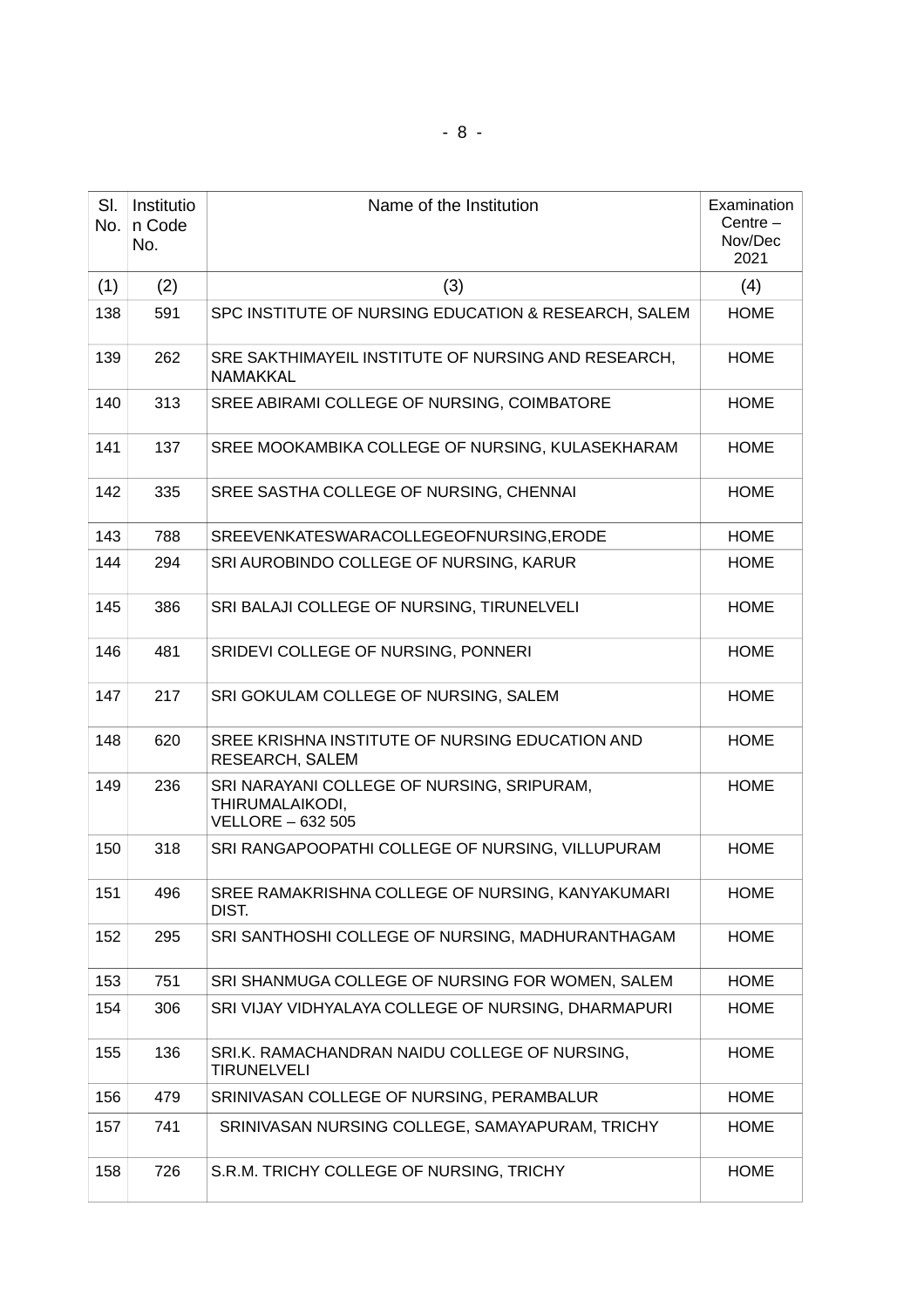| Sl. No. | Institution Code No. | Name of the Institution | Examination Centre – Nov/Dec 2021 |
|---|---|---|---|
| (1) | (2) | (3) | (4) |
| 138 | 591 | SPC INSTITUTE OF NURSING EDUCATION & RESEARCH, SALEM | HOME |
| 139 | 262 | SRE SAKTHIMAYEIL INSTITUTE OF NURSING AND RESEARCH, NAMAKKAL | HOME |
| 140 | 313 | SREE ABIRAMI COLLEGE OF NURSING, COIMBATORE | HOME |
| 141 | 137 | SREE MOOKAMBIKA COLLEGE OF NURSING, KULASEKHARAM | HOME |
| 142 | 335 | SREE SASTHA COLLEGE OF NURSING, CHENNAI | HOME |
| 143 | 788 | SREEVENKATESWARACOLLEGEOFNURSING,ERODE | HOME |
| 144 | 294 | SRI AUROBINDO COLLEGE OF NURSING, KARUR | HOME |
| 145 | 386 | SRI BALAJI COLLEGE OF NURSING, TIRUNELVELI | HOME |
| 146 | 481 | SRIDEVI COLLEGE OF NURSING, PONNERI | HOME |
| 147 | 217 | SRI GOKULAM COLLEGE OF NURSING, SALEM | HOME |
| 148 | 620 | SREE KRISHNA INSTITUTE OF NURSING EDUCATION AND RESEARCH, SALEM | HOME |
| 149 | 236 | SRI NARAYANI COLLEGE OF NURSING, SRIPURAM, THIRUMALAIKODI, VELLORE – 632 505 | HOME |
| 150 | 318 | SRI RANGAPOOPATHI COLLEGE OF NURSING, VILLUPURAM | HOME |
| 151 | 496 | SREE RAMAKRISHNA COLLEGE OF NURSING, KANYAKUMARI DIST. | HOME |
| 152 | 295 | SRI SANTHOSHI COLLEGE OF NURSING, MADHURANTHAGAM | HOME |
| 153 | 751 | SRI SHANMUGA COLLEGE OF NURSING FOR WOMEN, SALEM | HOME |
| 154 | 306 | SRI VIJAY VIDHYALAYA COLLEGE OF NURSING, DHARMAPURI | HOME |
| 155 | 136 | SRI.K. RAMACHANDRAN NAIDU COLLEGE OF NURSING, TIRUNELVELI | HOME |
| 156 | 479 | SRINIVASAN COLLEGE OF NURSING, PERAMBALUR | HOME |
| 157 | 741 | SRINIVASAN NURSING COLLEGE, SAMAYAPURAM, TRICHY | HOME |
| 158 | 726 | S.R.M. TRICHY COLLEGE OF NURSING, TRICHY | HOME |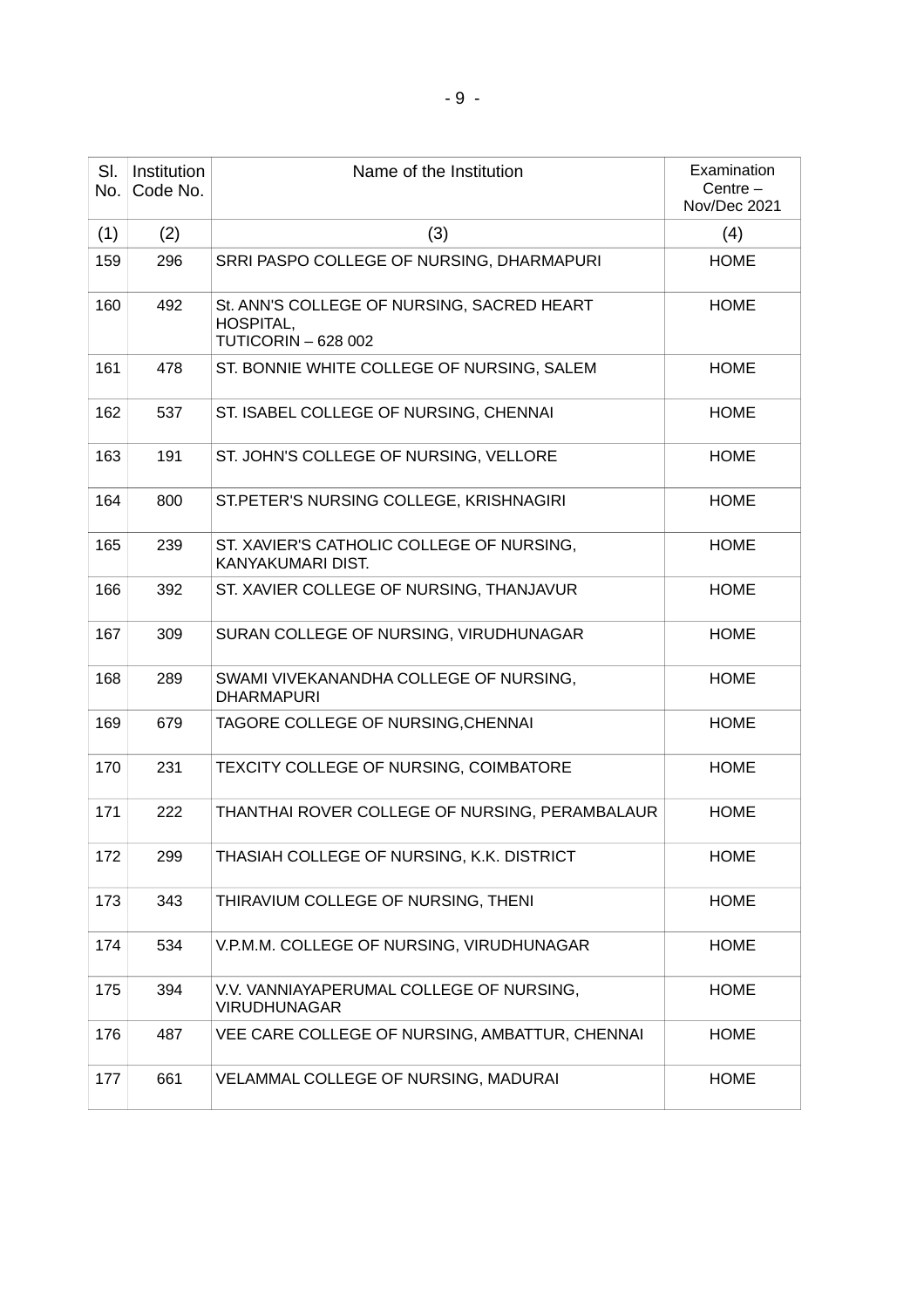| Sl. No. | Institution Code No. | Name of the Institution | Examination Centre – Nov/Dec 2021 |
|---|---|---|---|
| (1) | (2) | (3) | (4) |
| 159 | 296 | SRRI PASPO COLLEGE OF NURSING, DHARMAPURI | HOME |
| 160 | 492 | St. ANN'S COLLEGE OF NURSING, SACRED HEART HOSPITAL, TUTICORIN – 628 002 | HOME |
| 161 | 478 | ST. BONNIE WHITE COLLEGE OF NURSING, SALEM | HOME |
| 162 | 537 | ST. ISABEL COLLEGE OF NURSING, CHENNAI | HOME |
| 163 | 191 | ST. JOHN'S COLLEGE OF NURSING, VELLORE | HOME |
| 164 | 800 | ST.PETER'S NURSING COLLEGE, KRISHNAGIRI | HOME |
| 165 | 239 | ST. XAVIER'S CATHOLIC COLLEGE OF NURSING, KANYAKUMARI DIST. | HOME |
| 166 | 392 | ST. XAVIER COLLEGE OF NURSING, THANJAVUR | HOME |
| 167 | 309 | SURAN COLLEGE OF NURSING, VIRUDHUNAGAR | HOME |
| 168 | 289 | SWAMI VIVEKANANDHA COLLEGE OF NURSING, DHARMAPURI | HOME |
| 169 | 679 | TAGORE COLLEGE OF NURSING,CHENNAI | HOME |
| 170 | 231 | TEXCITY COLLEGE OF NURSING, COIMBATORE | HOME |
| 171 | 222 | THANTHAI ROVER COLLEGE OF NURSING, PERAMBALAUR | HOME |
| 172 | 299 | THASIAH COLLEGE OF NURSING, K.K. DISTRICT | HOME |
| 173 | 343 | THIRAVIUM COLLEGE OF NURSING, THENI | HOME |
| 174 | 534 | V.P.M.M. COLLEGE OF NURSING, VIRUDHUNAGAR | HOME |
| 175 | 394 | V.V. VANNIAYAPERUMAL COLLEGE OF NURSING, VIRUDHUNAGAR | HOME |
| 176 | 487 | VEE CARE COLLEGE OF NURSING, AMBATTUR, CHENNAI | HOME |
| 177 | 661 | VELAMMAL COLLEGE OF NURSING, MADURAI | HOME |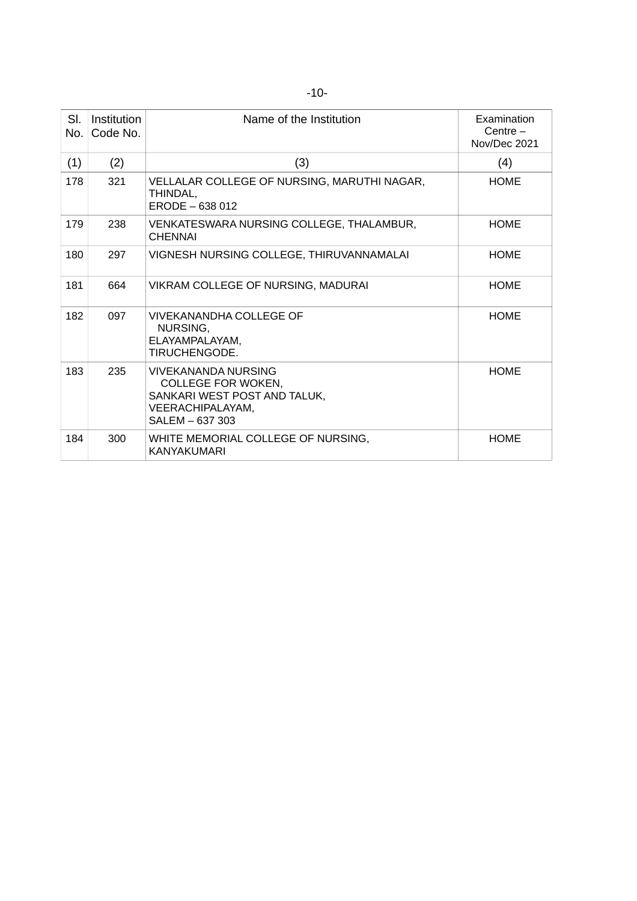| Sl. No. | Institution Code No. | Name of the Institution | Examination Centre – Nov/Dec 2021 |
|---|---|---|---|
| (1) | (2) | (3) | (4) |
| 178 | 321 | VELLALAR COLLEGE OF NURSING, MARUTHI NAGAR, THINDAL, ERODE – 638 012 | HOME |
| 179 | 238 | VENKATESWARA NURSING COLLEGE, THALAMBUR, CHENNAI | HOME |
| 180 | 297 | VIGNESH NURSING COLLEGE, THIRUVANNAMALAI | HOME |
| 181 | 664 | VIKRAM COLLEGE OF NURSING, MADURAI | HOME |
| 182 | 097 | VIVEKANANDHA COLLEGE OF NURSING, ELAYAMPALAYAM, TIRUCHENGODE. | HOME |
| 183 | 235 | VIVEKANANDA NURSING COLLEGE FOR WOKEN, SANKARI WEST POST AND TALUK, VEERACHIPALAYAM, SALEM – 637 303 | HOME |
| 184 | 300 | WHITE MEMORIAL COLLEGE OF NURSING, KANYAKUMARI | HOME |